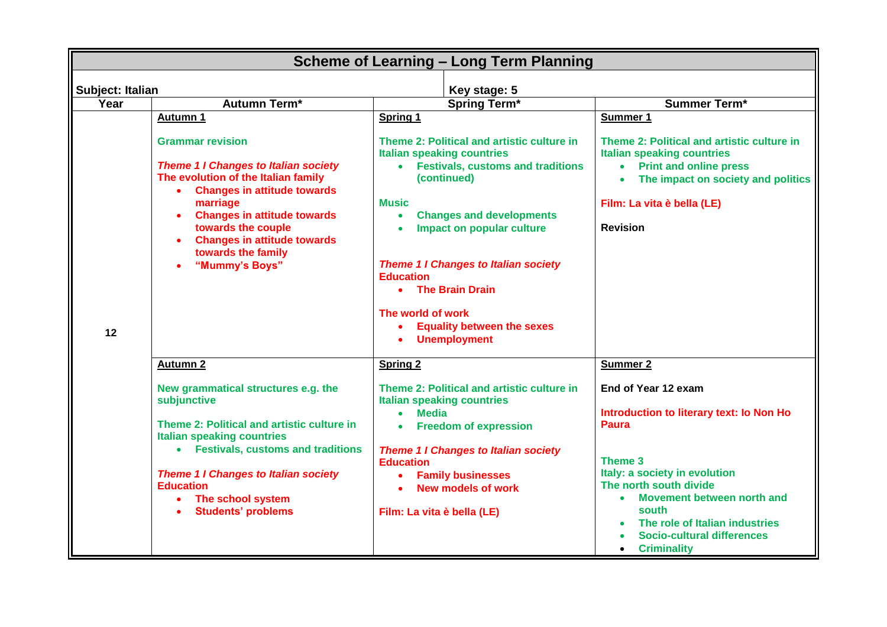# Scheme of Learning – Long Term Planning

**Subject: Italian** | **Key stage: 5**

| Year | Autumn Term* | Spring Term* | Summer Term* |
|---|---|---|---|
| 12 | **Autumn 1**<br><br>**Grammar revision**<br><br>***Theme 1 I Changes to Italian society***<br>**The evolution of the Italian family**<br>• **Changes in attitude towards marriage**<br>• **Changes in attitude towards towards the couple**<br>• **Changes in attitude towards towards the family**<br>• **"Mummy's Boys"** | **Spring 1**<br><br>**Theme 2: Political and artistic culture in Italian speaking countries**<br>• **Festivals, customs and traditions (continued)**<br><br>**Music**<br>• **Changes and developments**<br>• **Impact on popular culture**<br><br>***Theme 1 I Changes to Italian society***<br>**Education**<br>• **The Brain Drain**<br><br>**The world of work**<br>• **Equality between the sexes**<br>• **Unemployment** | **Summer 1**<br><br>**Theme 2: Political and artistic culture in Italian speaking countries**<br>• **Print and online press**<br>• **The impact on society and politics**<br><br>**Film: La vita è bella (LE)**<br><br>**Revision** |
| | **Autumn 2**<br><br>**New grammatical structures e.g. the subjunctive**<br><br>**Theme 2: Political and artistic culture in Italian speaking countries**<br>• **Festivals, customs and traditions**<br><br>***Theme 1 I Changes to Italian society***<br>**Education**<br>• **The school system**<br>• **Students' problems** | **Spring 2**<br><br>**Theme 2: Political and artistic culture in Italian speaking countries**<br>• **Media**<br>• **Freedom of expression**<br><br>***Theme 1 I Changes to Italian society***<br>**Education**<br>• **Family businesses**<br>• **New models of work**<br><br>**Film: La vita è bella (LE)** | **Summer 2**<br><br>**End of Year 12 exam**<br><br>**Introduction to literary text: Io Non Ho Paura**<br><br>**Theme 3**<br>**Italy: a society in evolution**<br>**The north south divide**<br>• **Movement between north and south**<br>• **The role of Italian industries**<br>• **Socio-cultural differences**<br>• **Criminality** |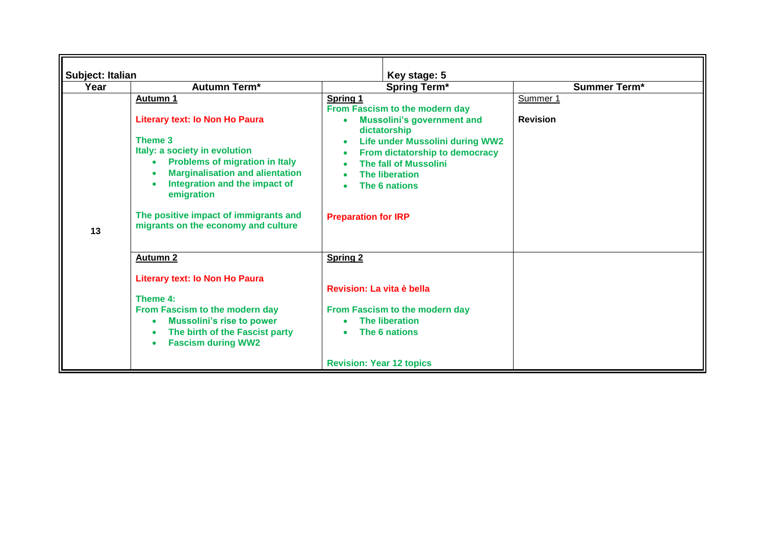| Subject: Italian | | Key stage: 5 | |
|---|---|---|---|
| **Year** | **Autumn Term*** | **Spring Term*** | **Summer Term*** |
| 13 | **Autumn 1**<br><br>**Literary text: Io Non Ho Paura**<br><br>**Theme 3**<br>**Italy: a society in evolution**<br>• **Problems of migration in Italy**<br>• **Marginalisation and alientation**<br>• **Integration and the impact of emigration**<br><br>**The positive impact of immigrants and migrants on the economy and culture** | **Spring 1**<br>**From Fascism to the modern day**<br>• **Mussolini's government and dictatorship**<br>• **Life under Mussolini during WW2**<br>• **From dictatorship to democracy**<br>• **The fall of Mussolini**<br>• **The liberation**<br>• **The 6 nations**<br><br>**Preparation for IRP** | Summer 1<br><br>**Revision** |
| | **Autumn 2**<br><br>**Literary text: Io Non Ho Paura**<br><br>**Theme 4:**<br>**From Fascism to the modern day**<br>• **Mussolini's rise to power**<br>• **The birth of the Fascist party**<br>• **Fascism during WW2** | **Spring 2**<br><br>**Revision: La vita è bella**<br><br>**From Fascism to the modern day**<br>• **The liberation**<br>• **The 6 nations**<br><br>**Revision: Year 12 topics** | |